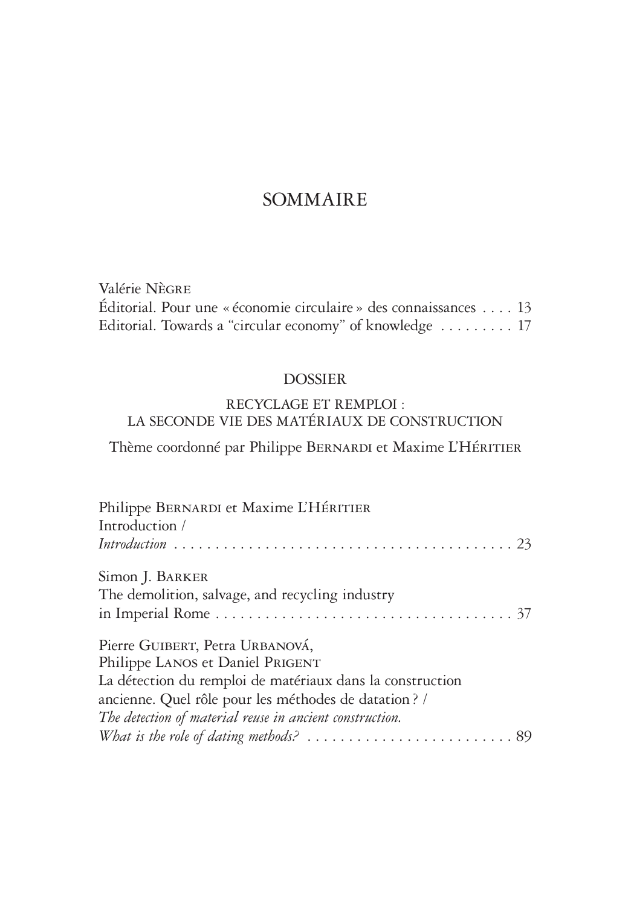# SOMMAIRE

Valérie Nègre
Éditorial. Pour une « économie circulaire » des connaissances . . . . 13
Editorial. Towards a “circular economy” of knowledge . . . . . . . . . 17

## DOSSIER

### RECYCLAGE ET REMPLOI : LA SECONDE VIE DES MATÉRIAUX DE CONSTRUCTION

Thème coordonné par Philippe Bernardi et Maxime L’Héritier

Philippe Bernardi et Maxime L’Héritier
Introduction /
*Introduction* . . . . . . . . . . . . . . . . . . . . . . . . . . . . . . . . . . . . . . . . . 23

Simon J. Barker
The demolition, salvage, and recycling industry
in Imperial Rome . . . . . . . . . . . . . . . . . . . . . . . . . . . . . . . . . . . . . 37

Pierre Guibert, Petra Urbanová,
Philippe Lanos et Daniel Prigent
La détection du remploi de matériaux dans la construction
ancienne. Quel rôle pour les méthodes de datation ? /
*The detection of material reuse in ancient construction.*
*What is the role of dating methods?* . . . . . . . . . . . . . . . . . . . . . . . . 89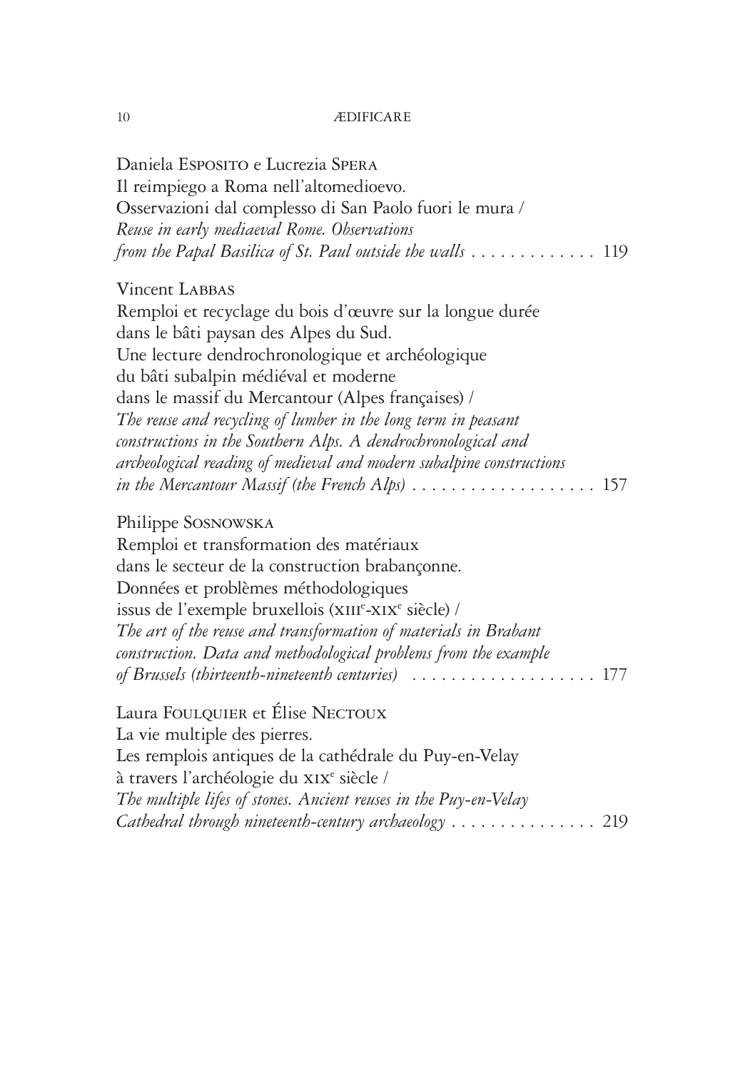Daniela Esposito e Lucrezia Spera
Il reimpiego a Roma nell'altomedioevo.
Osservazioni dal complesso di San Paolo fuori le mura /
*Reuse in early mediaeval Rome. Observations*
*from the Papal Basilica of St. Paul outside the walls* . . . . . . . . . . . . . 119

Vincent Labbas
Remploi et recyclage du bois d'œuvre sur la longue durée
dans le bâti paysan des Alpes du Sud.
Une lecture dendrochronologique et archéologique
du bâti subalpin médiéval et moderne
dans le massif du Mercantour (Alpes françaises) /
*The reuse and recycling of lumber in the long term in peasant*
*constructions in the Southern Alps. A dendrochronological and*
*archeological reading of medieval and modern subalpine constructions*
*in the Mercantour Massif (the French Alps)* . . . . . . . . . . . . . . . . . . . 157

Philippe Sosnowska
Remploi et transformation des matériaux
dans le secteur de la construction brabançonne.
Données et problèmes méthodologiques
issus de l'exemple bruxellois (xiii[e]-xix[e] siècle) /
*The art of the reuse and transformation of materials in Brabant*
*construction. Data and methodological problems from the example*
*of Brussels (thirteenth-nineteenth centuries)* . . . . . . . . . . . . . . . . . . . 177

Laura Foulquier et Élise Nectoux
La vie multiple des pierres.
Les remplois antiques de la cathédrale du Puy-en-Velay
à travers l'archéologie du xix[e] siècle /
*The multiple lifes of stones. Ancient reuses in the Puy-en-Velay*
*Cathedral through nineteenth-century archaeology* . . . . . . . . . . . . . . . 219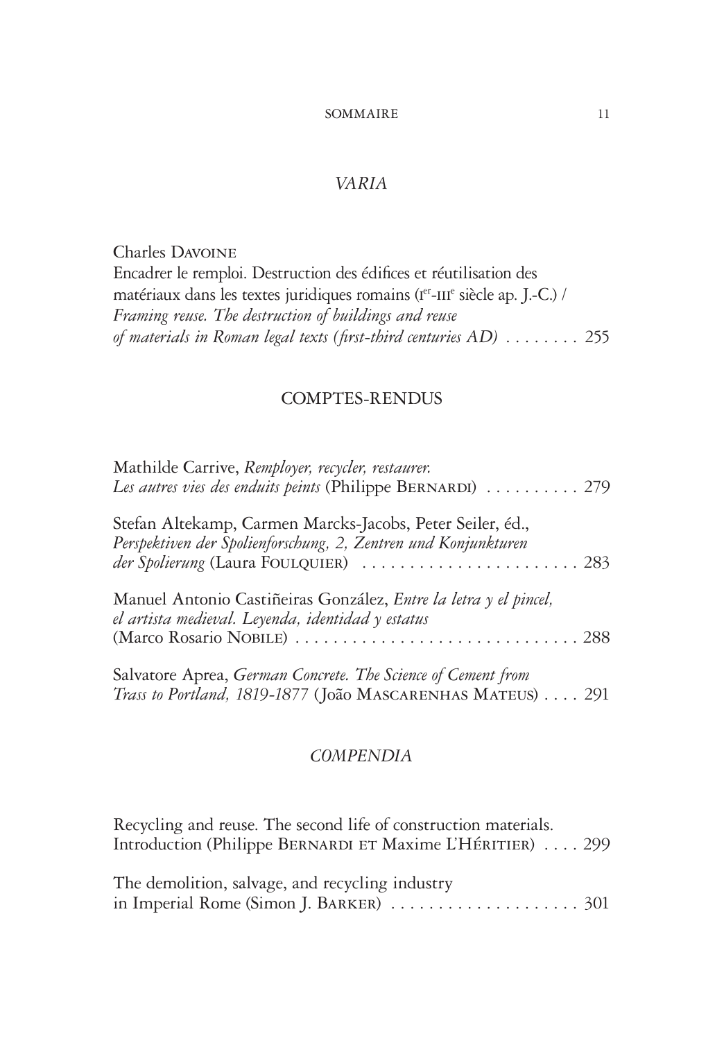## *VARIA*

Charles Davoine
Encadrer le remploi. Destruction des édifices et réutilisation des matériaux dans les textes juridiques romains (Ier-IIIe siècle ap. J.-C.) / *Framing reuse. The destruction of buildings and reuse of materials in Roman legal texts (first-third centuries AD)* . . . . . . . . 255

## COMPTES-RENDUS

Mathilde Carrive, *Remployer, recycler, restaurer. Les autres vies des enduits peints* (Philippe Bernardi) . . . . . . . . . . 279

Stefan Altekamp, Carmen Marcks-Jacobs, Peter Seiler, éd., *Perspektiven der Spolienforschung, 2, Zentren und Konjunkturen der Spolierung* (Laura Foulquier) . . . . . . . . . . . . . . . . . . . . . . . 283

Manuel Antonio Castiñeiras González, *Entre la letra y el pincel, el artista medieval. Leyenda, identidad y estatus* (Marco Rosario Nobile) . . . . . . . . . . . . . . . . . . . . . . . . . . . . . . 288

Salvatore Aprea, *German Concrete. The Science of Cement from Trass to Portland, 1819-1877* (João Mascarenhas Mateus) . . . . 291

## *COMPENDIA*

Recycling and reuse. The second life of construction materials. Introduction (Philippe Bernardi et Maxime L'Héritier) . . . . 299

The demolition, salvage, and recycling industry in Imperial Rome (Simon J. Barker) . . . . . . . . . . . . . . . . . . . . 301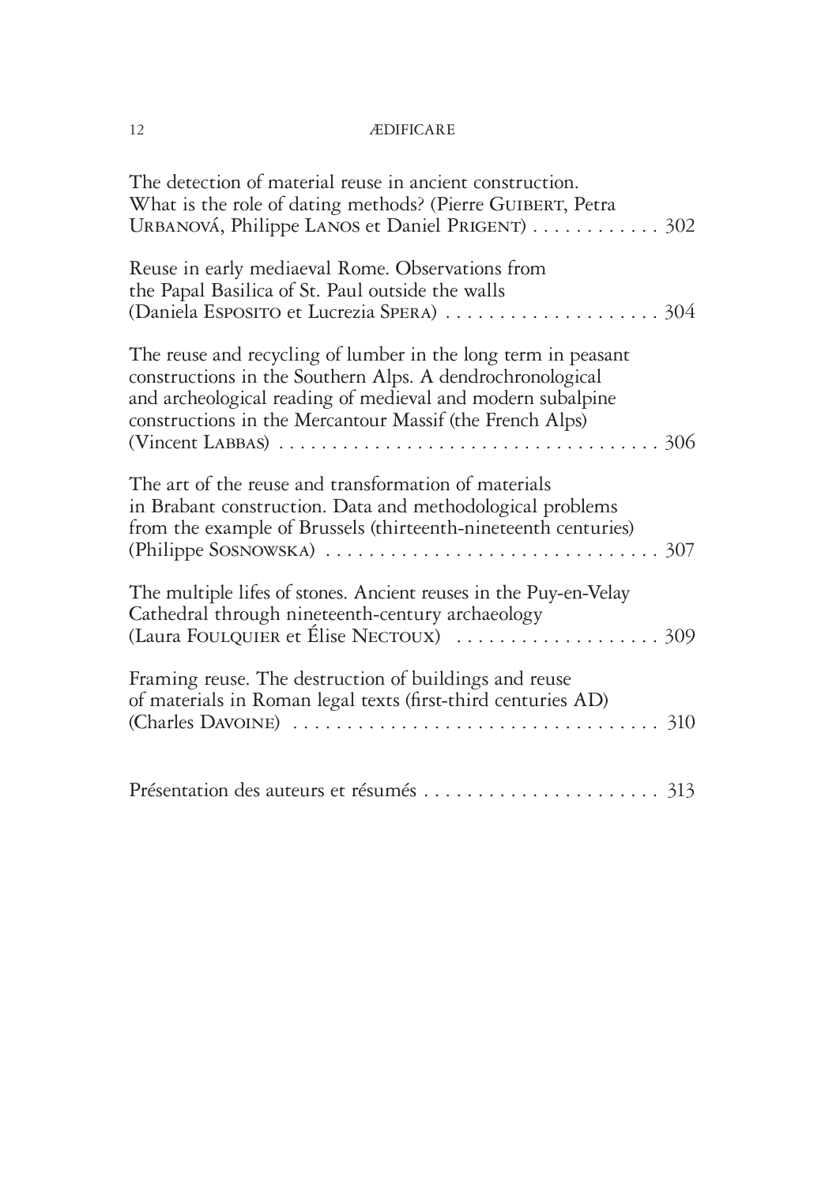The detection of material reuse in ancient construction. What is the role of dating methods? (Pierre GUIBERT, Petra URBANOVÁ, Philippe LANOS et Daniel PRIGENT) . . . . . . . . . . . . 302

Reuse in early mediaeval Rome. Observations from the Papal Basilica of St. Paul outside the walls (Daniela ESPOSITO et Lucrezia SPERA) . . . . . . . . . . . . . . . . . . . . 304

The reuse and recycling of lumber in the long term in peasant constructions in the Southern Alps. A dendrochronological and archeological reading of medieval and modern subalpine constructions in the Mercantour Massif (the French Alps) (Vincent LABBAS) . . . . . . . . . . . . . . . . . . . . . . . . . . . . . . . . . . . . 306

The art of the reuse and transformation of materials in Brabant construction. Data and methodological problems from the example of Brussels (thirteenth-nineteenth centuries) (Philippe SOSNOWSKA) . . . . . . . . . . . . . . . . . . . . . . . . . . . . . . . 307

The multiple lifes of stones. Ancient reuses in the Puy-en-Velay Cathedral through nineteenth-century archaeology (Laura FOULQUIER et Élise NECTOUX) . . . . . . . . . . . . . . . . . . . 309

Framing reuse. The destruction of buildings and reuse of materials in Roman legal texts (first-third centuries AD) (Charles DAVOINE) . . . . . . . . . . . . . . . . . . . . . . . . . . . . . . . . . . 310

Présentation des auteurs et résumés . . . . . . . . . . . . . . . . . . . . . . 313